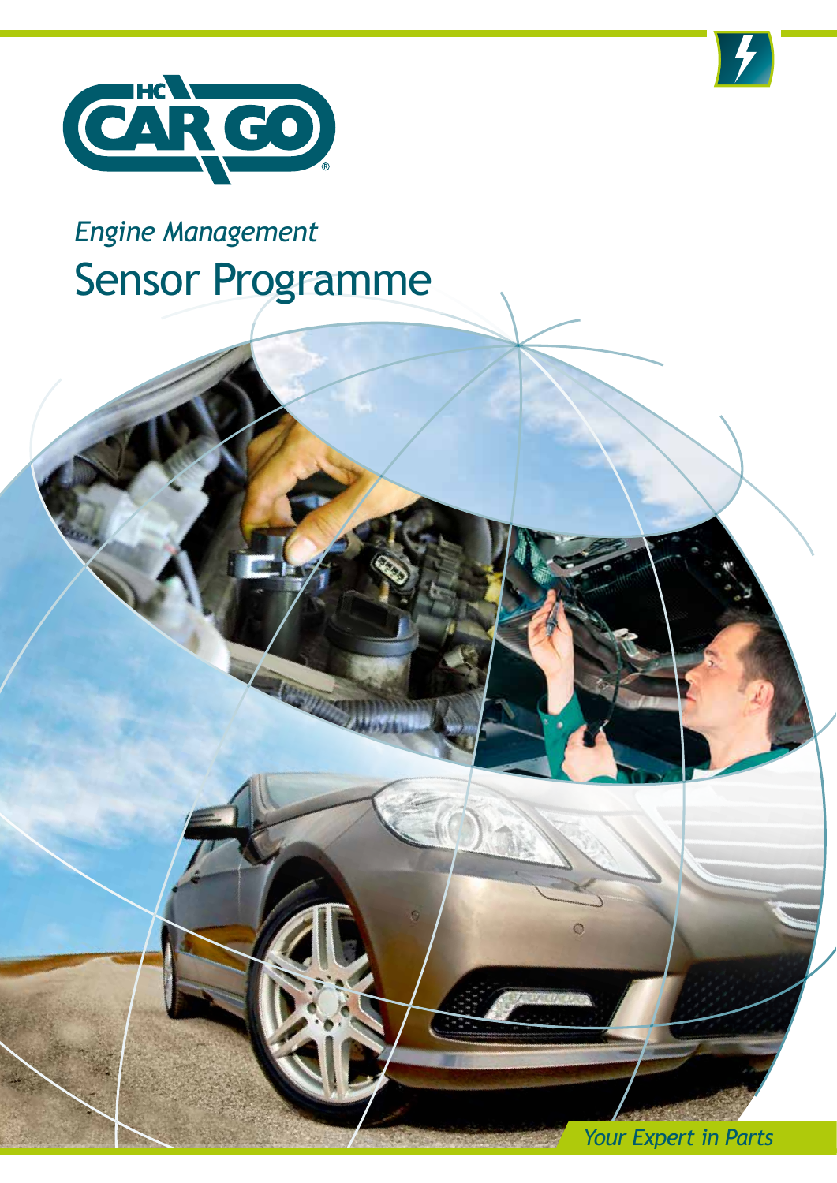# HC CARGO

*Engine Management*

## Sensor Programme

*Your Expert in Parts*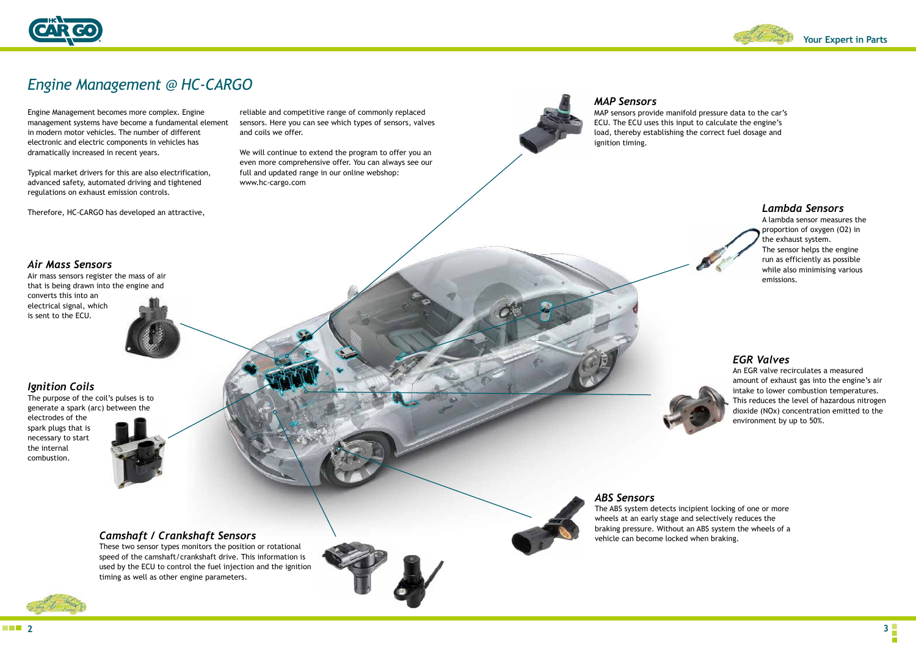# *Engine Management @ HC-CARGO*

Engine Management becomes more complex. Engine management systems have become a fundamental element in modern motor vehicles. The number of different electronic and electric components in vehicles has dramatically increased in recent years.

Typical market drivers for this are also electrification, advanced safety, automated driving and tightened regulations on exhaust emission controls.

Therefore, HC-CARGO has developed an attractive, reliable and competitive range of commonly replaced sensors. Here you can see which types of sensors, valves and coils we offer.

We will continue to extend the program to offer you an even more comprehensive offer. You can always see our full and updated range in our online webshop: www.hc-cargo.com

## *MAP Sensors*

MAP sensors provide manifold pressure data to the car's ECU. The ECU uses this input to calculate the engine's load, thereby establishing the correct fuel dosage and ignition timing.

## *Lambda Sensors*

A lambda sensor measures the proportion of oxygen (O2) in the exhaust system. The sensor helps the engine run as efficiently as possible while also minimising various emissions.

## *Air Mass Sensors*

Air mass sensors register the mass of air that is being drawn into the engine and converts this into an electrical signal, which is sent to the ECU.

## *EGR Valves*

An EGR valve recirculates a measured amount of exhaust gas into the engine's air intake to lower combustion temperatures. This reduces the level of hazardous nitrogen dioxide (NOx) concentration emitted to the environment by up to 50%.

## *Ignition Coils*

The purpose of the coil's pulses is to generate a spark (arc) between the electrodes of the spark plugs that is necessary to start the internal combustion.

## *ABS Sensors*

The ABS system detects incipient locking of one or more wheels at an early stage and selectively reduces the braking pressure. Without an ABS system the wheels of a vehicle can become locked when braking.

## *Camshaft / Crankshaft Sensors*

These two sensor types monitors the position or rotational speed of the camshaft/crankshaft drive. This information is used by the ECU to control the fuel injection and the ignition timing as well as other engine parameters.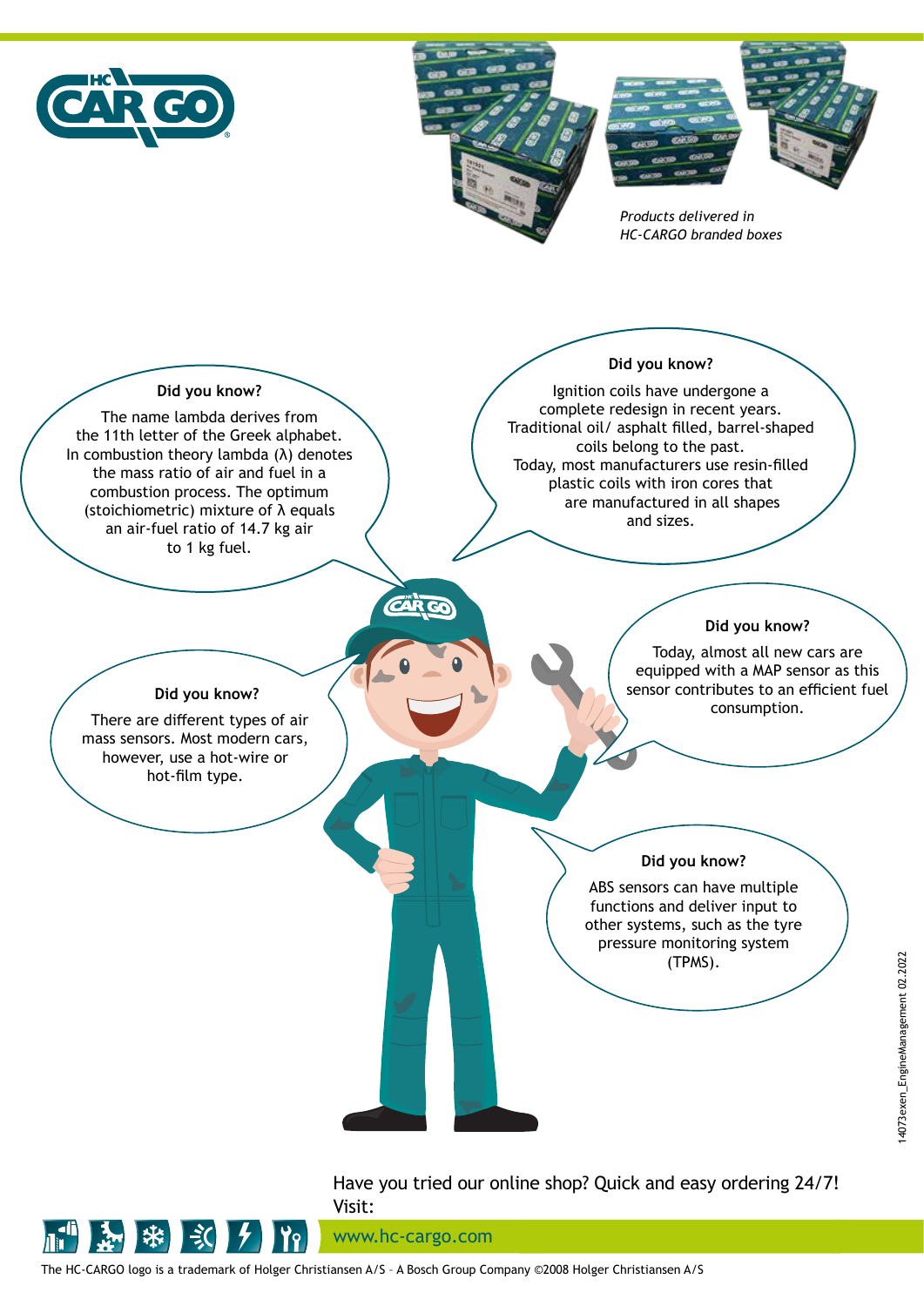*Products delivered in HC-CARGO branded boxes*

**Did you know?**

The name lambda derives from the 11th letter of the Greek alphabet. In combustion theory lambda (λ) denotes the mass ratio of air and fuel in a combustion process. The optimum (stoichiometric) mixture of λ equals an air-fuel ratio of 14.7 kg air to 1 kg fuel.

**Did you know?**

Ignition coils have undergone a complete redesign in recent years. Traditional oil/ asphalt filled, barrel-shaped coils belong to the past. Today, most manufacturers use resin-filled plastic coils with iron cores that are manufactured in all shapes and sizes.

**Did you know?**

Today, almost all new cars are equipped with a MAP sensor as this sensor contributes to an efficient fuel consumption.

**Did you know?**

There are different types of air mass sensors. Most modern cars, however, use a hot-wire or hot-film type.

**Did you know?**

ABS sensors can have multiple functions and deliver input to other systems, such as the tyre pressure monitoring system (TPMS).

14073exen_EngineManagement 02.2022

Have you tried our online shop? Quick and easy ordering 24/7! Visit:

www.hc-cargo.com

The HC-CARGO logo is a trademark of Holger Christiansen A/S – A Bosch Group Company ©2008 Holger Christiansen A/S